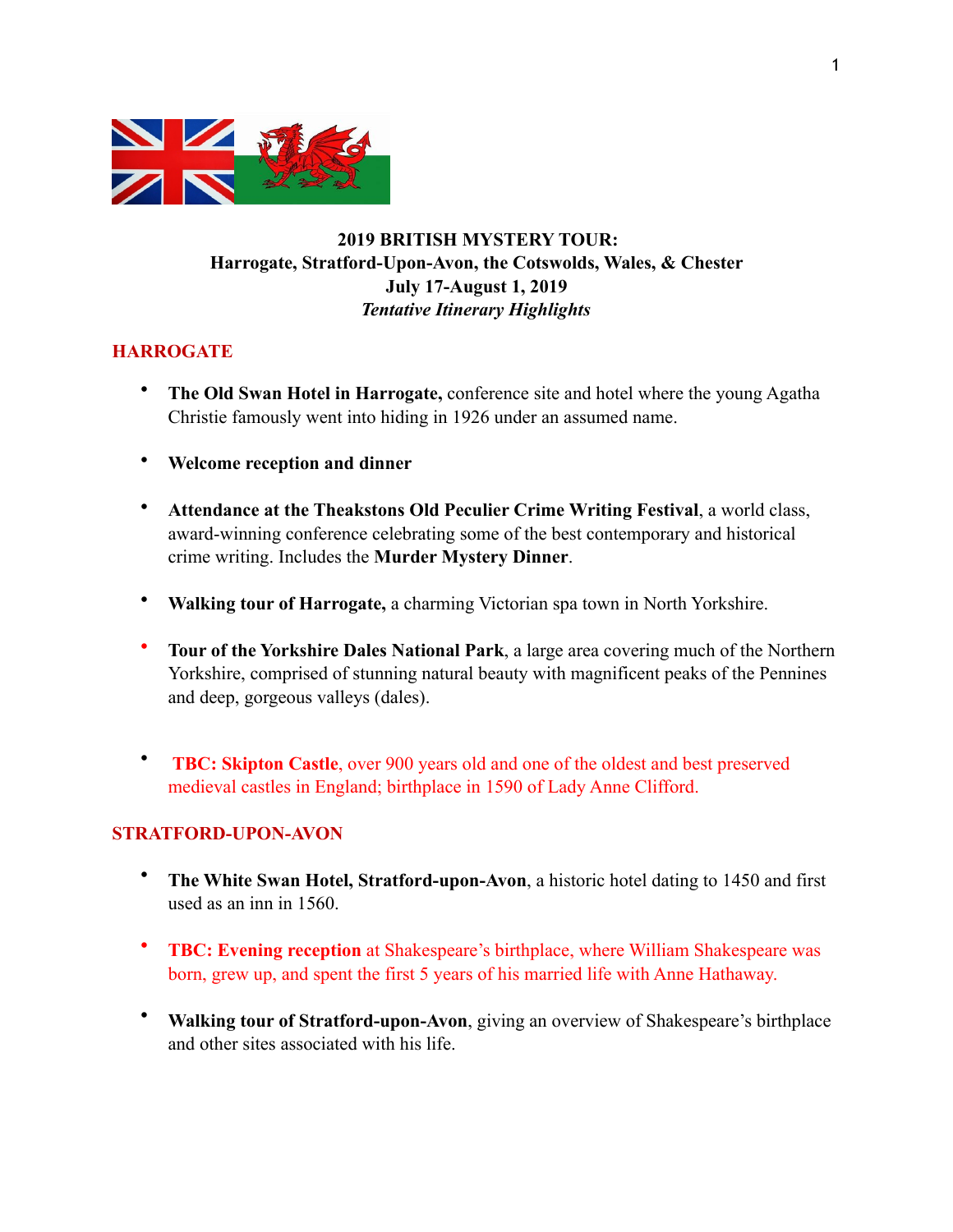**2019 BRITISH MYSTERY TOUR:**
**Harrogate, Stratford-Upon-Avon, the Cotswolds, Wales, & Chester**
**July 17-August 1, 2019**
***Tentative Itinerary Highlights***

## HARROGATE

- **The Old Swan Hotel in Harrogate,** conference site and hotel where the young Agatha Christie famously went into hiding in 1926 under an assumed name.
- **Welcome reception and dinner**
- **Attendance at the Theakstons Old Peculier Crime Writing Festival**, a world class, award-winning conference celebrating some of the best contemporary and historical crime writing. Includes the **Murder Mystery Dinner**.
- **Walking tour of Harrogate,** a charming Victorian spa town in North Yorkshire.
- **Tour of the Yorkshire Dales National Park**, a large area covering much of the Northern Yorkshire, comprised of stunning natural beauty with magnificent peaks of the Pennines and deep, gorgeous valleys (dales).
- **TBC: Skipton Castle**, over 900 years old and one of the oldest and best preserved medieval castles in England; birthplace in 1590 of Lady Anne Clifford.

## STRATFORD-UPON-AVON

- **The White Swan Hotel, Stratford-upon-Avon**, a historic hotel dating to 1450 and first used as an inn in 1560.
- **TBC: Evening reception** at Shakespeare's birthplace, where William Shakespeare was born, grew up, and spent the first 5 years of his married life with Anne Hathaway.
- **Walking tour of Stratford-upon-Avon**, giving an overview of Shakespeare's birthplace and other sites associated with his life.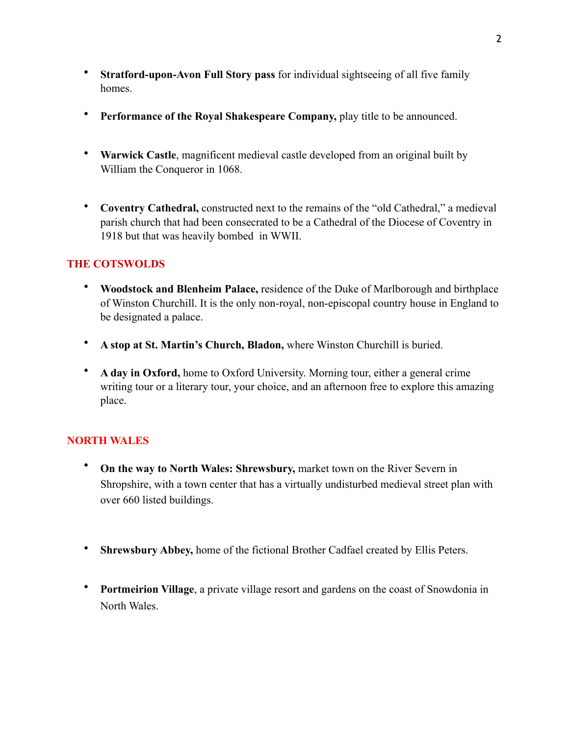- **Stratford-upon-Avon Full Story pass** for individual sightseeing of all five family homes.

- **Performance of the Royal Shakespeare Company,** play title to be announced.

- **Warwick Castle**, magnificent medieval castle developed from an original built by William the Conqueror in 1068.

- **Coventry Cathedral,** constructed next to the remains of the "old Cathedral," a medieval parish church that had been consecrated to be a Cathedral of the Diocese of Coventry in 1918 but that was heavily bombed in WWII.

## THE COTSWOLDS

- **Woodstock and Blenheim Palace,** residence of the Duke of Marlborough and birthplace of Winston Churchill. It is the only non-royal, non-episcopal country house in England to be designated a palace.

- **A stop at St. Martin's Church, Bladon,** where Winston Churchill is buried.

- **A day in Oxford,** home to Oxford University. Morning tour, either a general crime writing tour or a literary tour, your choice, and an afternoon free to explore this amazing place.

## NORTH WALES

- **On the way to North Wales: Shrewsbury,** market town on the River Severn in Shropshire, with a town center that has a virtually undisturbed medieval street plan with over 660 listed buildings.

- **Shrewsbury Abbey,** home of the fictional Brother Cadfael created by Ellis Peters.

- **Portmeirion Village**, a private village resort and gardens on the coast of Snowdonia in North Wales.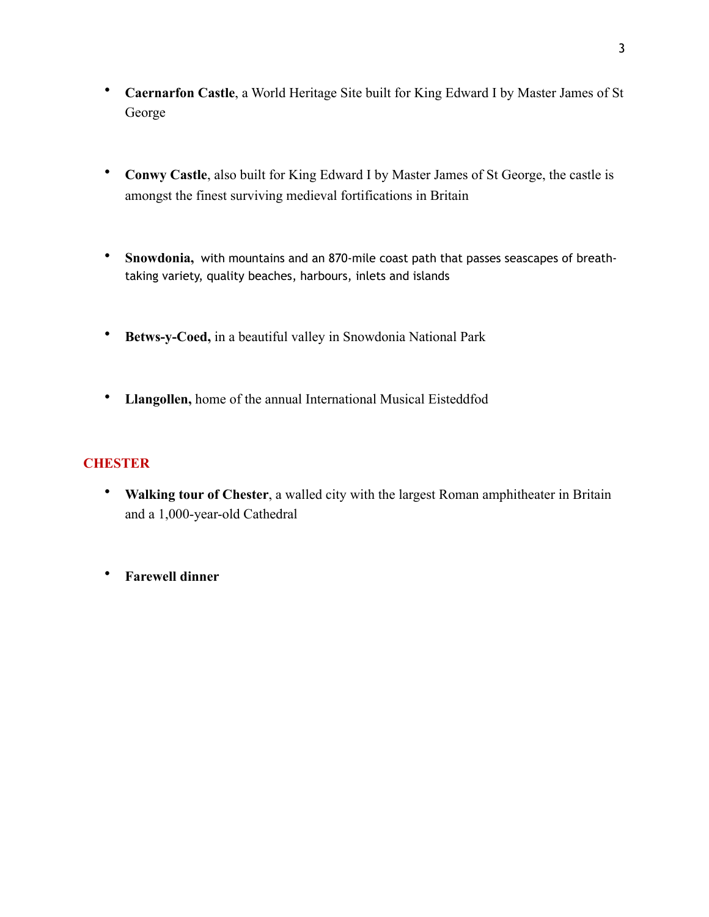- **Caernarfon Castle**, a World Heritage Site built for King Edward I by Master James of St George

- **Conwy Castle**, also built for King Edward I by Master James of St George, the castle is amongst the finest surviving medieval fortifications in Britain

- **Snowdonia,** with mountains and an 870-mile coast path that passes seascapes of breath-taking variety, quality beaches, harbours, inlets and islands

- **Betws-y-Coed,** in a beautiful valley in Snowdonia National Park

- **Llangollen,** home of the annual International Musical Eisteddfod

## CHESTER

- **Walking tour of Chester**, a walled city with the largest Roman amphitheater in Britain and a 1,000-year-old Cathedral

- **Farewell dinner**